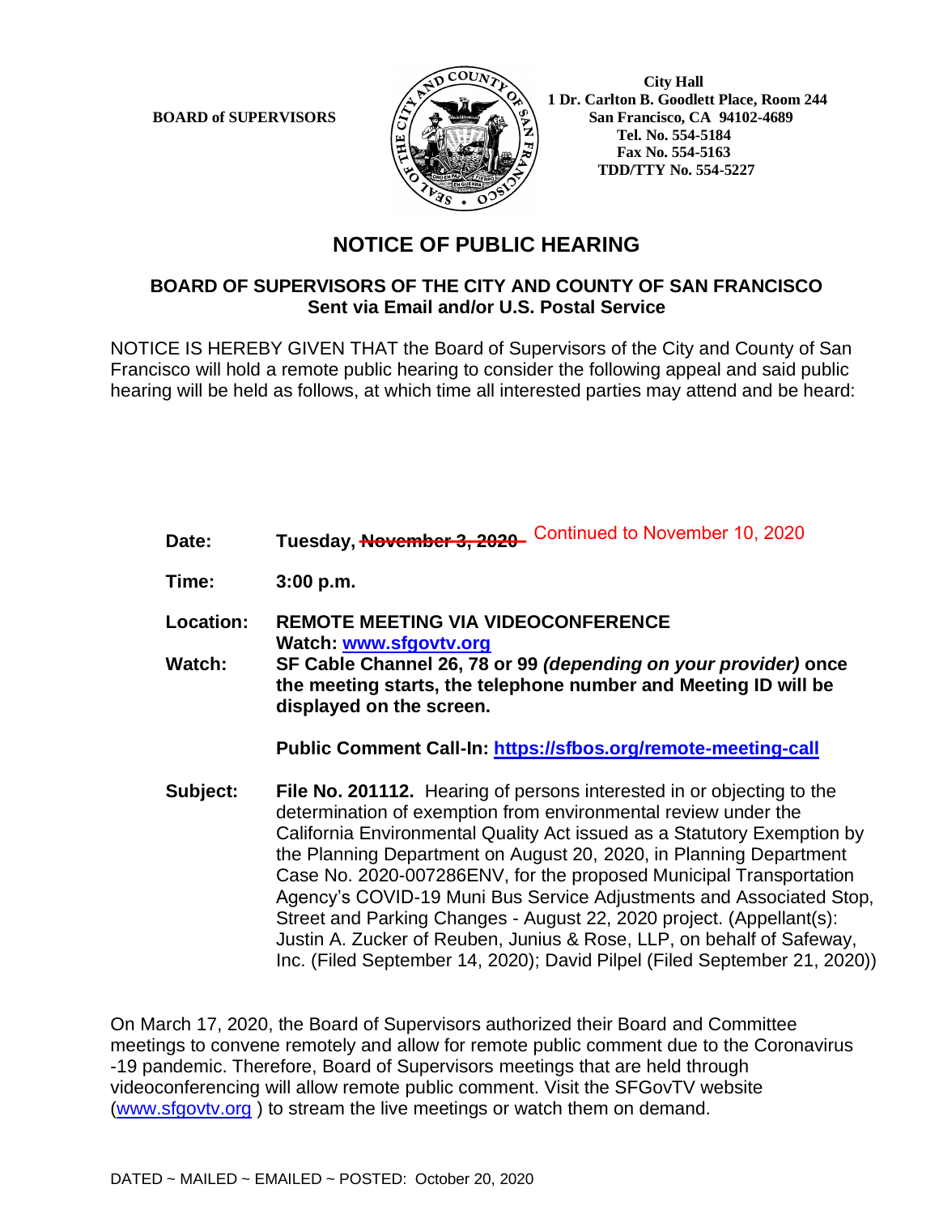**BOARD of SUPERVISORS**

**City Hall**
**1 Dr. Carlton B. Goodlett Place, Room 244**
**San Francisco, CA 94102-4689**
**Tel. No. 554-5184**
**Fax No. 554-5163**
**TDD/TTY No. 554-5227**

# NOTICE OF PUBLIC HEARING

## BOARD OF SUPERVISORS OF THE CITY AND COUNTY OF SAN FRANCISCO
**Sent via Email and/or U.S. Postal Service**

NOTICE IS HEREBY GIVEN THAT the Board of Supervisors of the City and County of San Francisco will hold a remote public hearing to consider the following appeal and said public hearing will be held as follows, at which time all interested parties may attend and be heard:

**Date:** **Tuesday, ~~November 3, 2020~~** Continued to November 10, 2020

**Time:** **3:00 p.m.**

**Location:** **REMOTE MEETING VIA VIDEOCONFERENCE**
**Watch: www.sfgovtv.org**

**Watch:** **SF Cable Channel 26, 78 or 99 *(depending on your provider)* once the meeting starts, the telephone number and Meeting ID will be displayed on the screen.**

**Public Comment Call-In: https://sfbos.org/remote-meeting-call**

**Subject:** **File No. 201112.** Hearing of persons interested in or objecting to the determination of exemption from environmental review under the California Environmental Quality Act issued as a Statutory Exemption by the Planning Department on August 20, 2020, in Planning Department Case No. 2020-007286ENV, for the proposed Municipal Transportation Agency's COVID-19 Muni Bus Service Adjustments and Associated Stop, Street and Parking Changes - August 22, 2020 project. (Appellant(s): Justin A. Zucker of Reuben, Junius & Rose, LLP, on behalf of Safeway, Inc. (Filed September 14, 2020); David Pilpel (Filed September 21, 2020))

On March 17, 2020, the Board of Supervisors authorized their Board and Committee meetings to convene remotely and allow for remote public comment due to the Coronavirus -19 pandemic. Therefore, Board of Supervisors meetings that are held through videoconferencing will allow remote public comment. Visit the SFGovTV website (www.sfgovtv.org ) to stream the live meetings or watch them on demand.

DATED ~ MAILED ~ EMAILED ~ POSTED: October 20, 2020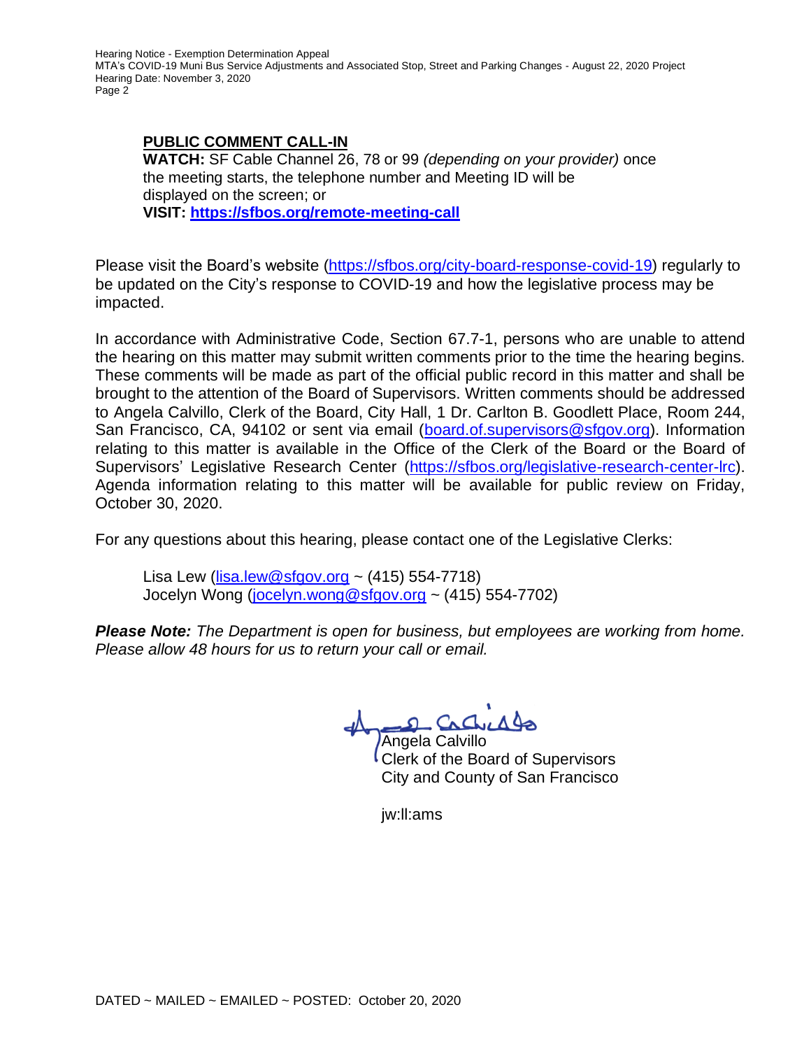**PUBLIC COMMENT CALL-IN**
**WATCH:** SF Cable Channel 26, 78 or 99 *(depending on your provider)* once the meeting starts, the telephone number and Meeting ID will be displayed on the screen; or
**VISIT: https://sfbos.org/remote-meeting-call**

Please visit the Board's website (https://sfbos.org/city-board-response-covid-19) regularly to be updated on the City's response to COVID-19 and how the legislative process may be impacted.

In accordance with Administrative Code, Section 67.7-1, persons who are unable to attend the hearing on this matter may submit written comments prior to the time the hearing begins. These comments will be made as part of the official public record in this matter and shall be brought to the attention of the Board of Supervisors. Written comments should be addressed to Angela Calvillo, Clerk of the Board, City Hall, 1 Dr. Carlton B. Goodlett Place, Room 244, San Francisco, CA, 94102 or sent via email (board.of.supervisors@sfgov.org). Information relating to this matter is available in the Office of the Clerk of the Board or the Board of Supervisors' Legislative Research Center (https://sfbos.org/legislative-research-center-lrc). Agenda information relating to this matter will be available for public review on Friday, October 30, 2020.

For any questions about this hearing, please contact one of the Legislative Clerks:

Lisa Lew (lisa.lew@sfgov.org ~ (415) 554-7718)
Jocelyn Wong (jocelyn.wong@sfgov.org ~ (415) 554-7702)

***Please Note:*** *The Department is open for business, but employees are working from home. Please allow 48 hours for us to return your call or email.*

Angela Calvillo
Clerk of the Board of Supervisors
City and County of San Francisco

jw:ll:ams

DATED ~ MAILED ~ EMAILED ~ POSTED: October 20, 2020